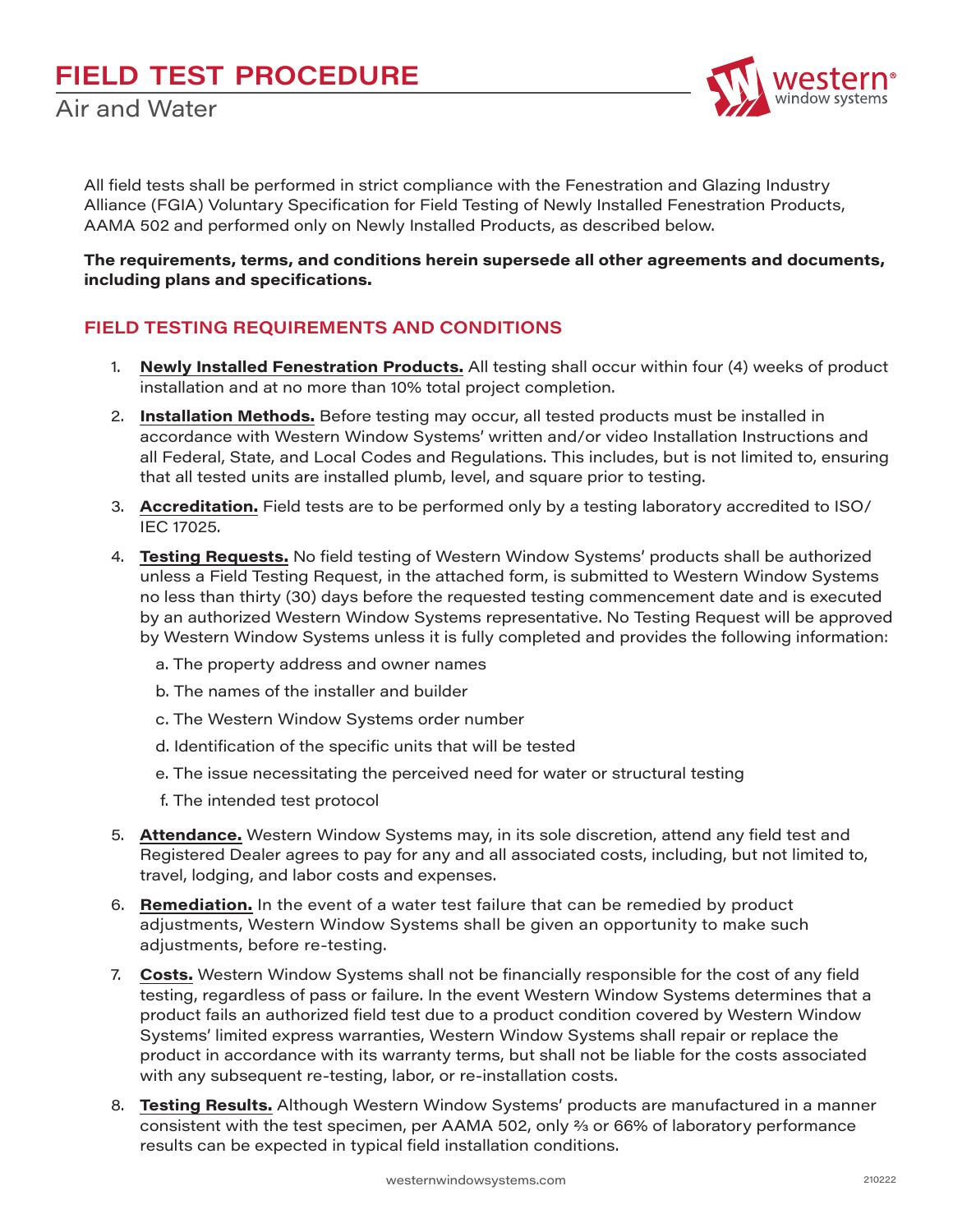# FIELD TEST PROCEDURE

## Air and Water

All field tests shall be performed in strict compliance with the Fenestration and Glazing Industry Alliance (FGIA) Voluntary Specification for Field Testing of Newly Installed Fenestration Products, AAMA 502 and performed only on Newly Installed Products, as described below.

**The requirements, terms, and conditions herein supersede all other agreements and documents, including plans and specifications.**

### FIELD TESTING REQUIREMENTS AND CONDITIONS

1. **Newly Installed Fenestration Products.** All testing shall occur within four (4) weeks of product installation and at no more than 10% total project completion.
2. **Installation Methods.** Before testing may occur, all tested products must be installed in accordance with Western Window Systems' written and/or video Installation Instructions and all Federal, State, and Local Codes and Regulations. This includes, but is not limited to, ensuring that all tested units are installed plumb, level, and square prior to testing.
3. **Accreditation.** Field tests are to be performed only by a testing laboratory accredited to ISO/IEC 17025.
4. **Testing Requests.** No field testing of Western Window Systems' products shall be authorized unless a Field Testing Request, in the attached form, is submitted to Western Window Systems no less than thirty (30) days before the requested testing commencement date and is executed by an authorized Western Window Systems representative. No Testing Request will be approved by Western Window Systems unless it is fully completed and provides the following information:
   a. The property address and owner names
   b. The names of the installer and builder
   c. The Western Window Systems order number
   d. Identification of the specific units that will be tested
   e. The issue necessitating the perceived need for water or structural testing
   f. The intended test protocol
5. **Attendance.** Western Window Systems may, in its sole discretion, attend any field test and Registered Dealer agrees to pay for any and all associated costs, including, but not limited to, travel, lodging, and labor costs and expenses.
6. **Remediation.** In the event of a water test failure that can be remedied by product adjustments, Western Window Systems shall be given an opportunity to make such adjustments, before re-testing.
7. **Costs.** Western Window Systems shall not be financially responsible for the cost of any field testing, regardless of pass or failure. In the event Western Window Systems determines that a product fails an authorized field test due to a product condition covered by Western Window Systems' limited express warranties, Western Window Systems shall repair or replace the product in accordance with its warranty terms, but shall not be liable for the costs associated with any subsequent re-testing, labor, or re-installation costs.
8. **Testing Results.** Although Western Window Systems' products are manufactured in a manner consistent with the test specimen, per AAMA 502, only ⅔ or 66% of laboratory performance results can be expected in typical field installation conditions.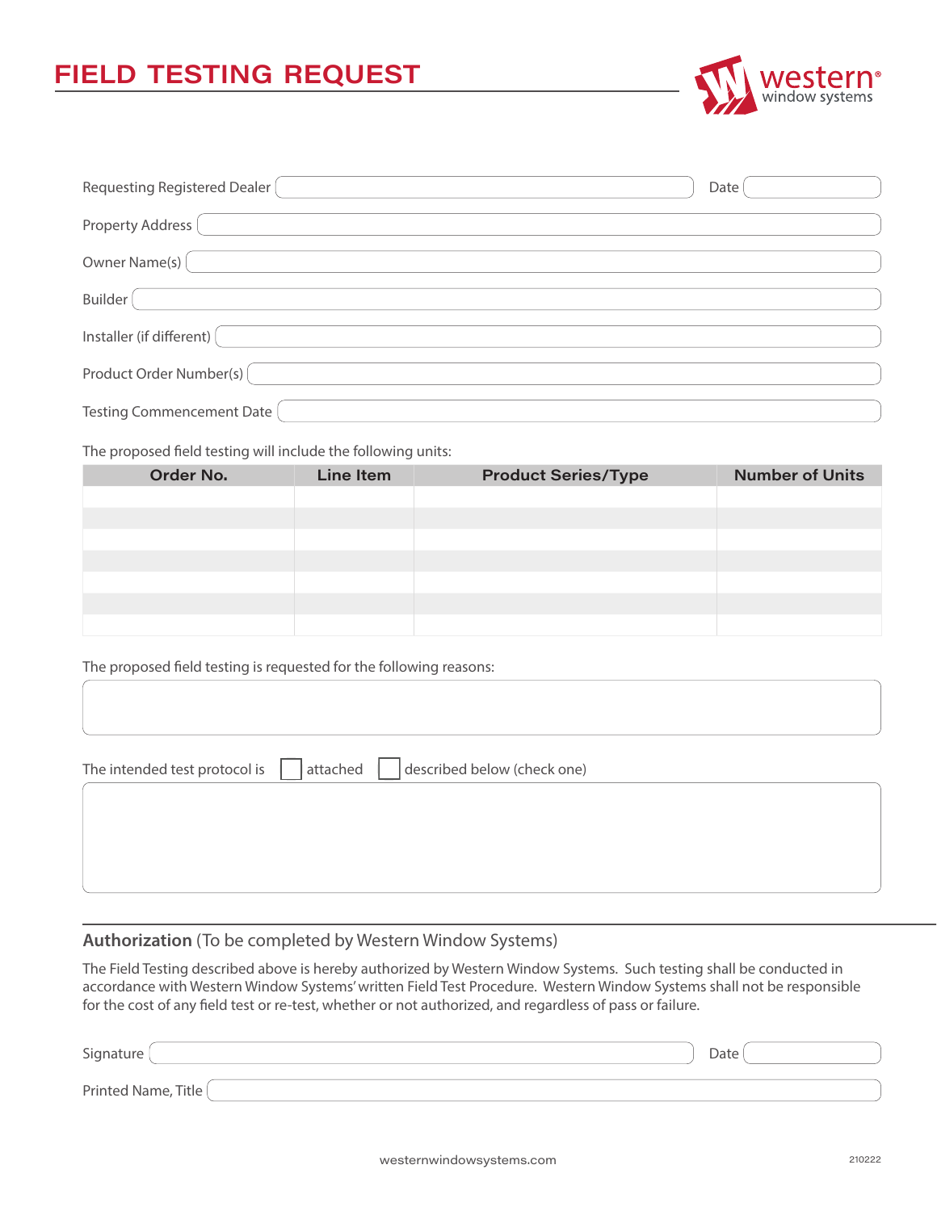# FIELD TESTING REQUEST

western window systems

Requesting Registered Dealer __________ Date __________

Property Address __________

Owner Name(s) __________

Builder __________

Installer (if different) __________

Product Order Number(s) __________

Testing Commencement Date __________

The proposed field testing will include the following units:

| Order No. | Line Item | Product Series/Type | Number of Units |
|---|---|---|---|
| | | | |
| | | | |
| | | | |
| | | | |
| | | | |
| | | | |
| | | | |

The proposed field testing is requested for the following reasons:

__________

The intended test protocol is ☐ attached ☐ described below (check one)

__________

## Authorization (To be completed by Western Window Systems)

The Field Testing described above is hereby authorized by Western Window Systems. Such testing shall be conducted in accordance with Western Window Systems' written Field Test Procedure. Western Window Systems shall not be responsible for the cost of any field test or re-test, whether or not authorized, and regardless of pass or failure.

Signature __________ Date __________

Printed Name, Title __________

westernwindowsystems.com

210222